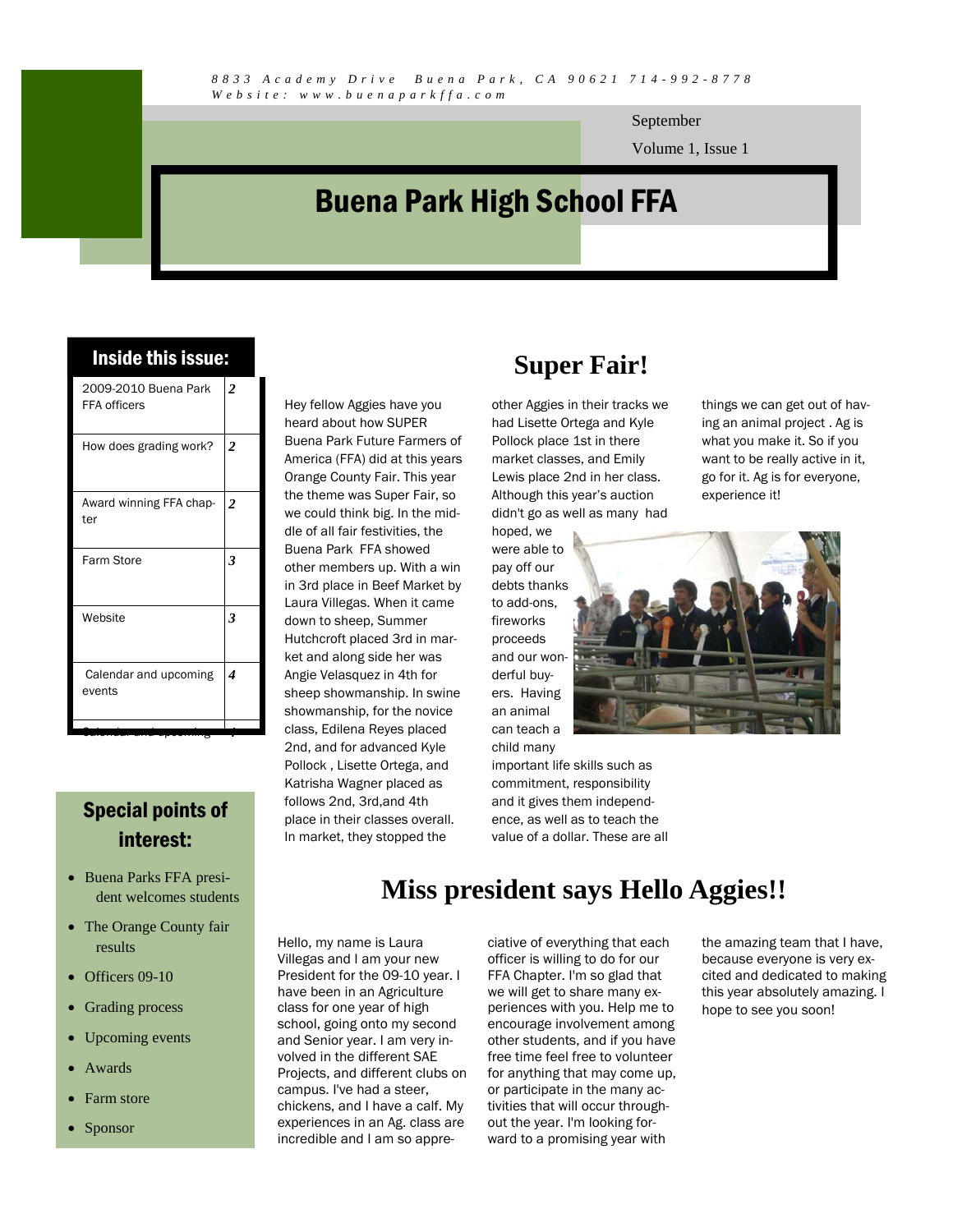8833 Academy Drive Buena Park, CA 90621 714-992-8778
Website: www.buenaparkffa.com

September

Volume 1, Issue 1

# Buena Park High School FFA

## Inside this issue:

| | |
|---|---|
| 2009-2010 Buena Park FFA officers | 2 |
| How does grading work? | 2 |
| Award winning FFA chapter | 2 |
| Farm Store | 3 |
| Website | 3 |
| Calendar and upcoming events | 4 |

## Special points of interest:

- Buena Parks FFA president welcomes students
- The Orange County fair results
- Officers 09-10
- Grading process
- Upcoming events
- Awards
- Farm store
- Sponsor

## Super Fair!

Hey fellow Aggies have you heard about how SUPER Buena Park Future Farmers of America (FFA) did at this years Orange County Fair. This year the theme was Super Fair, so we could think big. In the middle of all fair festivities, the Buena Park FFA showed other members up. With a win in 3rd place in Beef Market by Laura Villegas. When it came down to sheep, Summer Hutchcroft placed 3rd in market and along side her was Angie Velasquez in 4th for sheep showmanship. In swine showmanship, for the novice class, Edilena Reyes placed 2nd, and for advanced Kyle Pollock , Lisette Ortega, and Katrisha Wagner placed as follows 2nd, 3rd,and 4th place in their classes overall. In market, they stopped the other Aggies in their tracks we had Lisette Ortega and Kyle Pollock place 1st in there market classes, and Emily Lewis place 2nd in her class. Although this year's auction didn't go as well as many had hoped, we were able to pay off our debts thanks to add-ons, fireworks proceeds and our wonderful buyers. Having an animal can teach a child many important life skills such as commitment, responsibility and it gives them independence, as well as to teach the value of a dollar. These are all things we can get out of having an animal project . Ag is what you make it. So if you want to be really active in it, go for it. Ag is for everyone, experience it!

## Miss president says Hello Aggies!!

Hello, my name is Laura Villegas and I am your new President for the 09-10 year. I have been in an Agriculture class for one year of high school, going onto my second and Senior year. I am very involved in the different SAE Projects, and different clubs on campus. I've had a steer, chickens, and I have a calf. My experiences in an Ag. class are incredible and I am so appreciative of everything that each officer is willing to do for our FFA Chapter. I'm so glad that we will get to share many experiences with you. Help me to encourage involvement among other students, and if you have free time feel free to volunteer for anything that may come up, or participate in the many activities that will occur throughout the year. I'm looking forward to a promising year with the amazing team that I have, because everyone is very excited and dedicated to making this year absolutely amazing. I hope to see you soon!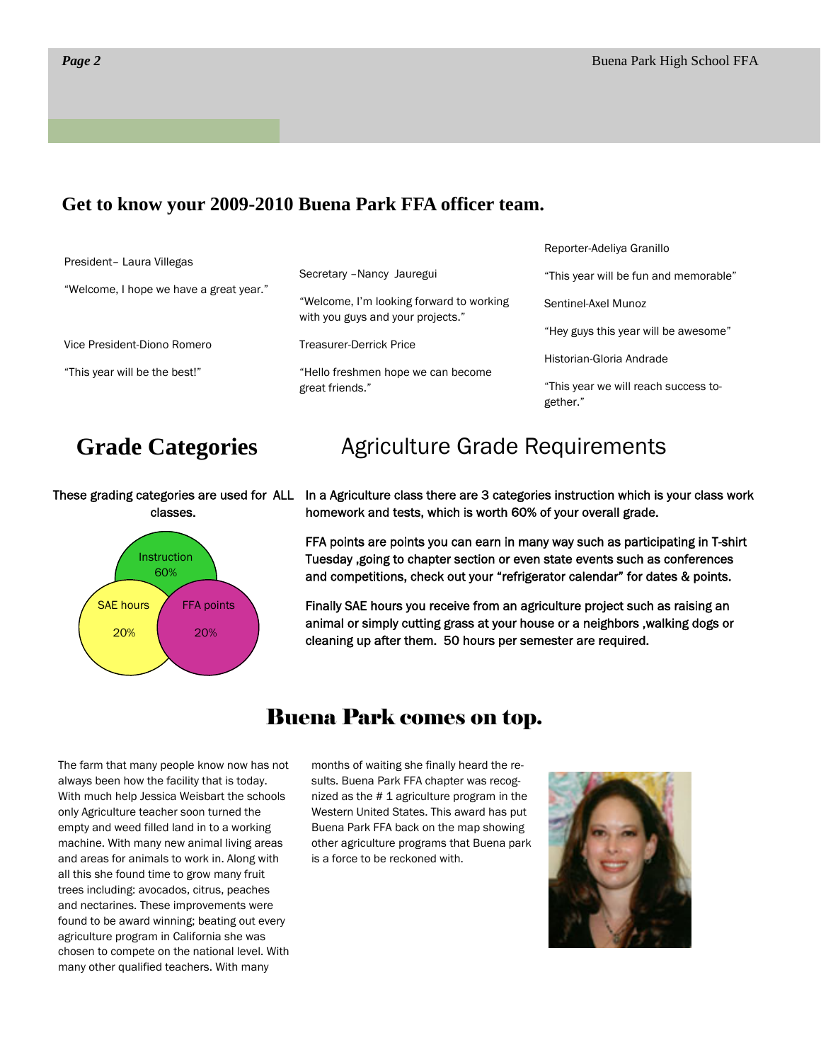## Get to know your 2009-2010 Buena Park FFA officer team.

President– Laura Villegas

“Welcome, I hope we have a great year.”

Vice President-Diono Romero

“This year will be the best!”

Secretary –Nancy Jauregui

“Welcome, I’m looking forward to working with you guys and your projects.”

Treasurer-Derrick Price

“Hello freshmen hope we can become great friends.”

Reporter-Adeliya Granillo

“This year will be fun and memorable”

Sentinel-Axel Munoz

“Hey guys this year will be awesome”

Historian-Gloria Andrade

“This year we will reach success together.”

## Grade Categories

These grading categories are used for ALL classes.

Instruction 60%

SAE hours 20%

FFA points 20%

## Agriculture Grade Requirements

In a Agriculture class there are 3 categories instruction which is your class work homework and tests, which is worth 60% of your overall grade.

FFA points are points you can earn in many way such as participating in T-shirt Tuesday ,going to chapter section or even state events such as conferences and competitions, check out your “refrigerator calendar” for dates & points.

Finally SAE hours you receive from an agriculture project such as raising an animal or simply cutting grass at your house or a neighbors ,walking dogs or cleaning up after them. 50 hours per semester are required.

## Buena Park comes on top.

The farm that many people know now has not always been how the facility that is today. With much help Jessica Weisbart the schools only Agriculture teacher soon turned the empty and weed filled land in to a working machine. With many new animal living areas and areas for animals to work in. Along with all this she found time to grow many fruit trees including: avocados, citrus, peaches and nectarines. These improvements were found to be award winning; beating out every agriculture program in California she was chosen to compete on the national level. With many other qualified teachers. With many months of waiting she finally heard the results. Buena Park FFA chapter was recognized as the # 1 agriculture program in the Western United States. This award has put Buena Park FFA back on the map showing other agriculture programs that Buena park is a force to be reckoned with.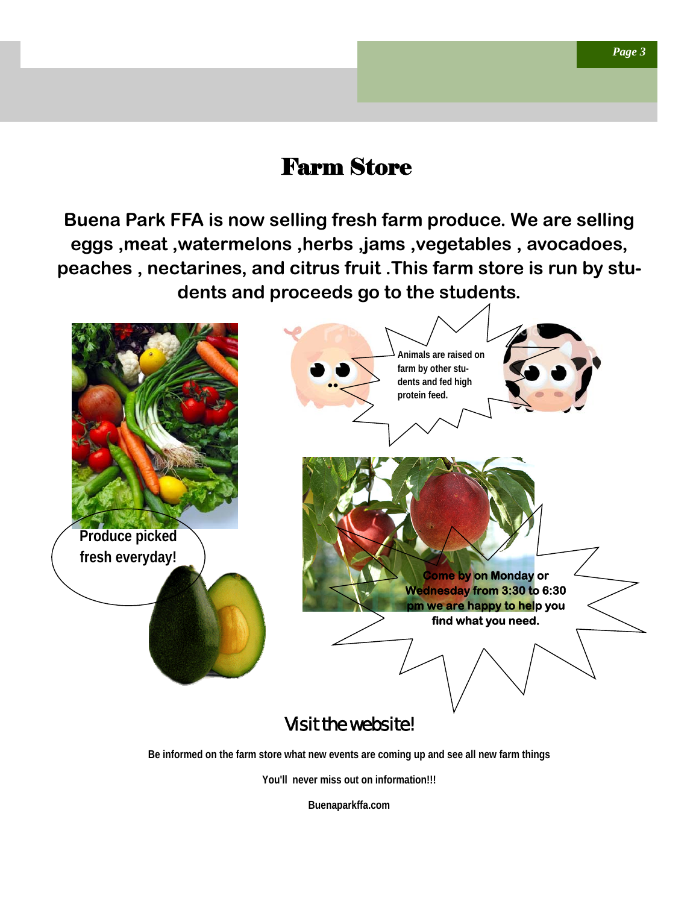# Farm Store

**Buena Park FFA is now selling fresh farm produce. We are selling eggs ,meat ,watermelons ,herbs ,jams ,vegetables , avocadoes, peaches , nectarines, and citrus fruit .This farm store is run by students and proceeds go to the students.**

**Produce picked fresh everyday!**

**Animals are raised on farm by other students and fed high protein feed.**

**Come by on Monday or Wednesday from 3:30 to 6:30 pm we are happy to help you find what you need.**

## Visit the website!

**Be informed on the farm store what new events are coming up and see all new farm things**

**You'll never miss out on information!!!**

**Buenaparkffa.com**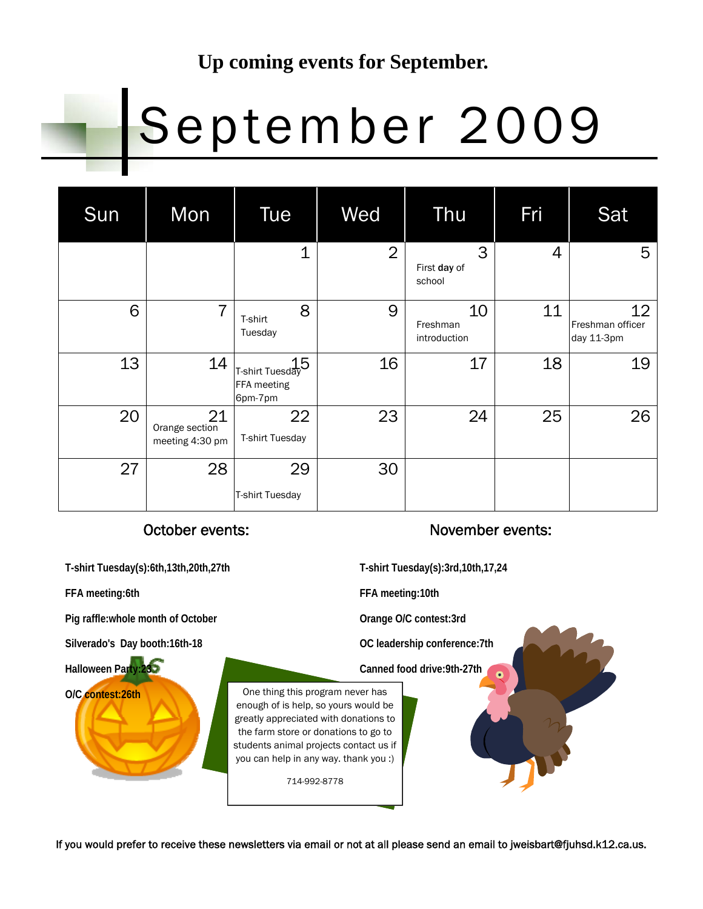**Up coming events for September.**

# September 2009

| Sun | Mon | Tue | Wed | Thu | Fri | Sat |
|---|---|---|---|---|---|---|
| | | 1 | 2 | 3 First day of school | 4 | 5 |
| 6 | 7 | 8 T-shirt Tuesday | 9 | 10 Freshman introduction | 11 | 12 Freshman officer day 11-3pm |
| 13 | 14 | 15 T-shirt Tuesday FFA meeting 6pm-7pm | 16 | 17 | 18 | 19 |
| 20 | 21 Orange section meeting 4:30 pm | 22 T-shirt Tuesday | 23 | 24 | 25 | 26 |
| 27 | 28 | 29 T-shirt Tuesday | 30 | | | |

## October events:

**T-shirt Tuesday(s):6th,13th,20th,27th**

**FFA meeting:6th**

**Pig raffle:whole month of October**

**Silverado's Day booth:16th-18**

**Halloween Party:23**

**O/C contest:26th**

## November events:

**T-shirt Tuesday(s):3rd,10th,17,24**

**FFA meeting:10th**

**Orange O/C contest:3rd**

**OC leadership conference:7th**

**Canned food drive:9th-27th**

One thing this program never has enough of is help, so yours would be greatly appreciated with donations to the farm store or donations to go to students animal projects contact us if you can help in any way. thank you :)

714-992-8778

If you would prefer to receive these newsletters via email or not at all please send an email to jweisbart@fjuhsd.k12.ca.us.